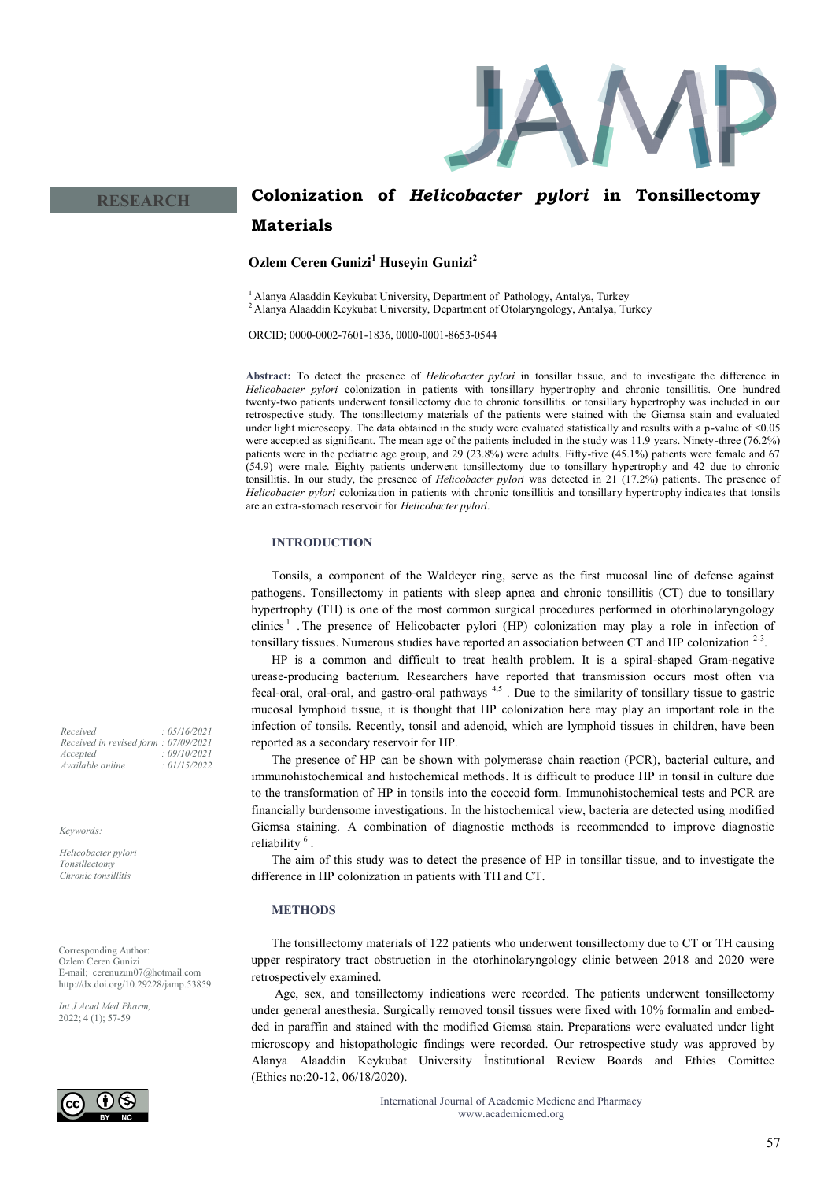RESEARCH

# Colonization of *Helicobacter pylori* in Tonsillectomy Materials

**Ozlem Ceren Gunizi[1] Huseyin Gunizi[2]**

[1] Alanya Alaaddin Keykubat University, Department of Pathology, Antalya, Turkey
[2] Alanya Alaaddin Keykubat University, Department of Otolaryngology, Antalya, Turkey

ORCID; 0000-0002-7601-1836, 0000-0001-8653-0544

**Abstract:** To detect the presence of *Helicobacter pylori* in tonsillar tissue, and to investigate the difference in *Helicobacter pylori* colonization in patients with tonsillary hypertrophy and chronic tonsillitis. One hundred twenty-two patients underwent tonsillectomy due to chronic tonsillitis. or tonsillary hypertrophy was included in our retrospective study. The tonsillectomy materials of the patients were stained with the Giemsa stain and evaluated under light microscopy. The data obtained in the study were evaluated statistically and results with a p-value of <0.05 were accepted as significant. The mean age of the patients included in the study was 11.9 years. Ninety-three (76.2%) patients were in the pediatric age group, and 29 (23.8%) were adults. Fifty-five (45.1%) patients were female and 67 (54.9) were male. Eighty patients underwent tonsillectomy due to tonsillary hypertrophy and 42 due to chronic tonsillitis. In our study, the presence of *Helicobacter pylori* was detected in 21 (17.2%) patients. The presence of *Helicobacter pylori* colonization in patients with chronic tonsillitis and tonsillary hypertrophy indicates that tonsils are an extra-stomach reservoir for *Helicobacter pylori*.

*Received : 05/16/2021*
*Received in revised form : 07/09/2021*
*Accepted : 09/10/2021*
*Available online : 01/15/2022*

*Keywords:*

*Helicobacter pylori*
*Tonsillectomy*
*Chronic tonsillitis*

Corresponding Author:
Ozlem Ceren Gunizi
E-mail; cerenuzun07@hotmail.com
http://dx.doi.org/10.29228/jamp.53859

*Int J Acad Med Pharm,*
2022; 4 (1); 57-59

## INTRODUCTION

Tonsils, a component of the Waldeyer ring, serve as the first mucosal line of defense against pathogens. Tonsillectomy in patients with sleep apnea and chronic tonsillitis (CT) due to tonsillary hypertrophy (TH) is one of the most common surgical procedures performed in otorhinolaryngology clinics [1] . The presence of Helicobacter pylori (HP) colonization may play a role in infection of tonsillary tissues. Numerous studies have reported an association between CT and HP colonization [2-3].

HP is a common and difficult to treat health problem. It is a spiral-shaped Gram-negative urease-producing bacterium. Researchers have reported that transmission occurs most often via fecal-oral, oral-oral, and gastro-oral pathways [4,5] . Due to the similarity of tonsillary tissue to gastric mucosal lymphoid tissue, it is thought that HP colonization here may play an important role in the infection of tonsils. Recently, tonsil and adenoid, which are lymphoid tissues in children, have been reported as a secondary reservoir for HP.

The presence of HP can be shown with polymerase chain reaction (PCR), bacterial culture, and immunohistochemical and histochemical methods. It is difficult to produce HP in tonsil in culture due to the transformation of HP in tonsils into the coccoid form. Immunohistochemical tests and PCR are financially burdensome investigations. In the histochemical view, bacteria are detected using modified Giemsa staining. A combination of diagnostic methods is recommended to improve diagnostic reliability [6] .

The aim of this study was to detect the presence of HP in tonsillar tissue, and to investigate the difference in HP colonization in patients with TH and CT.

## METHODS

The tonsillectomy materials of 122 patients who underwent tonsillectomy due to CT or TH causing upper respiratory tract obstruction in the otorhinolaryngology clinic between 2018 and 2020 were retrospectively examined.

Age, sex, and tonsillectomy indications were recorded. The patients underwent tonsillectomy under general anesthesia. Surgically removed tonsil tissues were fixed with 10% formalin and embedded in paraffin and stained with the modified Giemsa stain. Preparations were evaluated under light microscopy and histopathologic findings were recorded. Our retrospective study was approved by Alanya Alaaddin Keykubat University İnstitutional Review Boards and Ethics Comittee (Ethics no:20-12, 06/18/2020).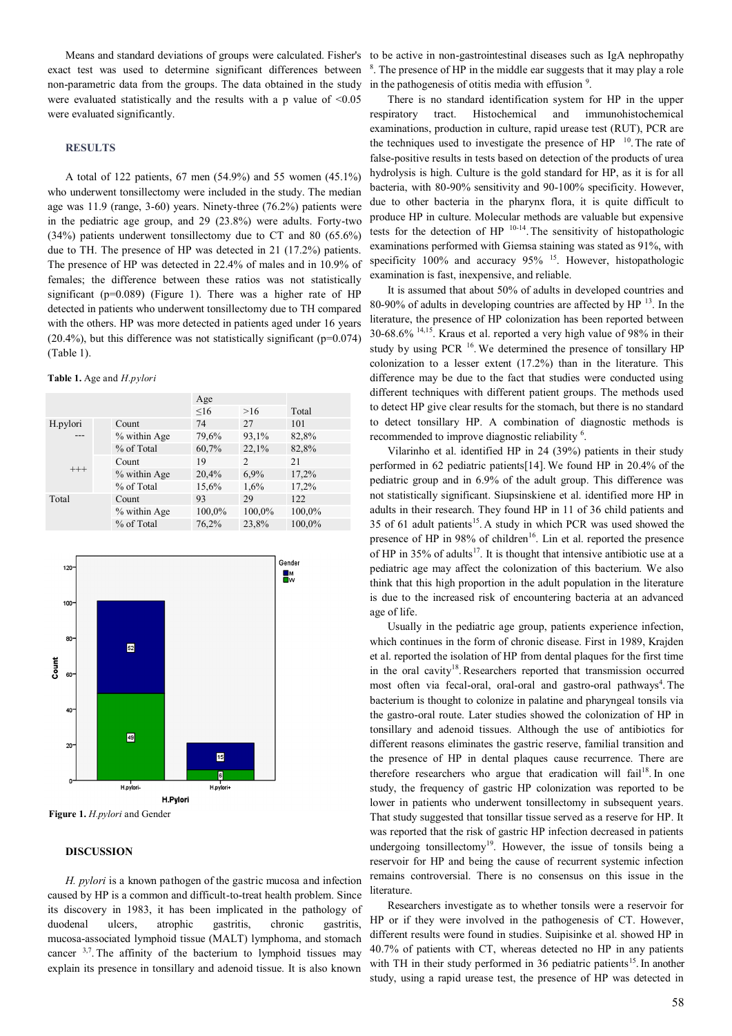Means and standard deviations of groups were calculated. Fisher's exact test was used to determine significant differences between non-parametric data from the groups. The data obtained in the study were evaluated statistically and the results with a p value of <0.05 were evaluated significantly.

## RESULTS

A total of 122 patients, 67 men (54.9%) and 55 women (45.1%) who underwent tonsillectomy were included in the study. The median age was 11.9 (range, 3-60) years. Ninety-three (76.2%) patients were in the pediatric age group, and 29 (23.8%) were adults. Forty-two (34%) patients underwent tonsillectomy due to CT and 80 (65.6%) due to TH. The presence of HP was detected in 21 (17.2%) patients. The presence of HP was detected in 22.4% of males and in 10.9% of females; the difference between these ratios was not statistically significant (p=0.089) (Figure 1). There was a higher rate of HP detected in patients who underwent tonsillectomy due to TH compared with the others. HP was more detected in patients aged under 16 years (20.4%), but this difference was not statistically significant (p=0.074) (Table 1).

**Table 1.** Age and *H.pylori*

| | | Age | | |
|---|---|---|---|---|
| | | ≤16 | >16 | Total |
| H.pylori --- | Count | 74 | 27 | 101 |
| | % within Age | 79,6% | 93,1% | 82,8% |
| | % of Total | 60,7% | 22,1% | 82,8% |
| +++ | Count | 19 | 2 | 21 |
| | % within Age | 20,4% | 6,9% | 17,2% |
| | % of Total | 15,6% | 1,6% | 17,2% |
| Total | Count | 93 | 29 | 122 |
| | % within Age | 100,0% | 100,0% | 100,0% |
| | % of Total | 76,2% | 23,8% | 100,0% |

**Figure 1.** *H.pylori* and Gender

## DISCUSSION

*H. pylori* is a known pathogen of the gastric mucosa and infection caused by HP is a common and difficult-to-treat health problem. Since its discovery in 1983, it has been implicated in the pathology of duodenal ulcers, atrophic gastritis, chronic gastritis, mucosa-associated lymphoid tissue (MALT) lymphoma, and stomach cancer [3,7]. The affinity of the bacterium to lymphoid tissues may explain its presence in tonsillary and adenoid tissue. It is also known to be active in non-gastrointestinal diseases such as IgA nephropathy [8]. The presence of HP in the middle ear suggests that it may play a role in the pathogenesis of otitis media with effusion [9].

There is no standard identification system for HP in the upper respiratory tract. Histochemical and immunohistochemical examinations, production in culture, rapid urease test (RUT), PCR are the techniques used to investigate the presence of HP [10]. The rate of false-positive results in tests based on detection of the products of urea hydrolysis is high. Culture is the gold standard for HP, as it is for all bacteria, with 80-90% sensitivity and 90-100% specificity. However, due to other bacteria in the pharynx flora, it is quite difficult to produce HP in culture. Molecular methods are valuable but expensive tests for the detection of HP [10-14]. The sensitivity of histopathologic examinations performed with Giemsa staining was stated as 91%, with specificity 100% and accuracy 95% [15]. However, histopathologic examination is fast, inexpensive, and reliable.

It is assumed that about 50% of adults in developed countries and 80-90% of adults in developing countries are affected by HP [13]. In the literature, the presence of HP colonization has been reported between 30-68.6% [14,15]. Kraus et al. reported a very high value of 98% in their study by using PCR [16]. We determined the presence of tonsillary HP colonization to a lesser extent (17.2%) than in the literature. This difference may be due to the fact that studies were conducted using different techniques with different patient groups. The methods used to detect HP give clear results for the stomach, but there is no standard to detect tonsillary HP. A combination of diagnostic methods is recommended to improve diagnostic reliability [6].

Vilarinho et al. identified HP in 24 (39%) patients in their study performed in 62 pediatric patients[14]. We found HP in 20.4% of the pediatric group and in 6.9% of the adult group. This difference was not statistically significant. Siupsinskiene et al. identified more HP in adults in their research. They found HP in 11 of 36 child patients and 35 of 61 adult patients[15]. A study in which PCR was used showed the presence of HP in 98% of children[16]. Lin et al. reported the presence of HP in 35% of adults[17]. It is thought that intensive antibiotic use at a pediatric age may affect the colonization of this bacterium. We also think that this high proportion in the adult population in the literature is due to the increased risk of encountering bacteria at an advanced age of life.

Usually in the pediatric age group, patients experience infection, which continues in the form of chronic disease. First in 1989, Krajden et al. reported the isolation of HP from dental plaques for the first time in the oral cavity[18]. Researchers reported that transmission occurred most often via fecal-oral, oral-oral and gastro-oral pathways[4]. The bacterium is thought to colonize in palatine and pharyngeal tonsils via the gastro-oral route. Later studies showed the colonization of HP in tonsillary and adenoid tissues. Although the use of antibiotics for different reasons eliminates the gastric reserve, familial transition and the presence of HP in dental plaques cause recurrence. There are therefore researchers who argue that eradication will fail[18]. In one study, the frequency of gastric HP colonization was reported to be lower in patients who underwent tonsillectomy in subsequent years. That study suggested that tonsillar tissue served as a reserve for HP. It was reported that the risk of gastric HP infection decreased in patients undergoing tonsillectomy[19]. However, the issue of tonsils being a reservoir for HP and being the cause of recurrent systemic infection remains controversial. There is no consensus on this issue in the literature.

Researchers investigate as to whether tonsils were a reservoir for HP or if they were involved in the pathogenesis of CT. However, different results were found in studies. Suipisinke et al. showed HP in 40.7% of patients with CT, whereas detected no HP in any patients with TH in their study performed in 36 pediatric patients[15]. In another study, using a rapid urease test, the presence of HP was detected in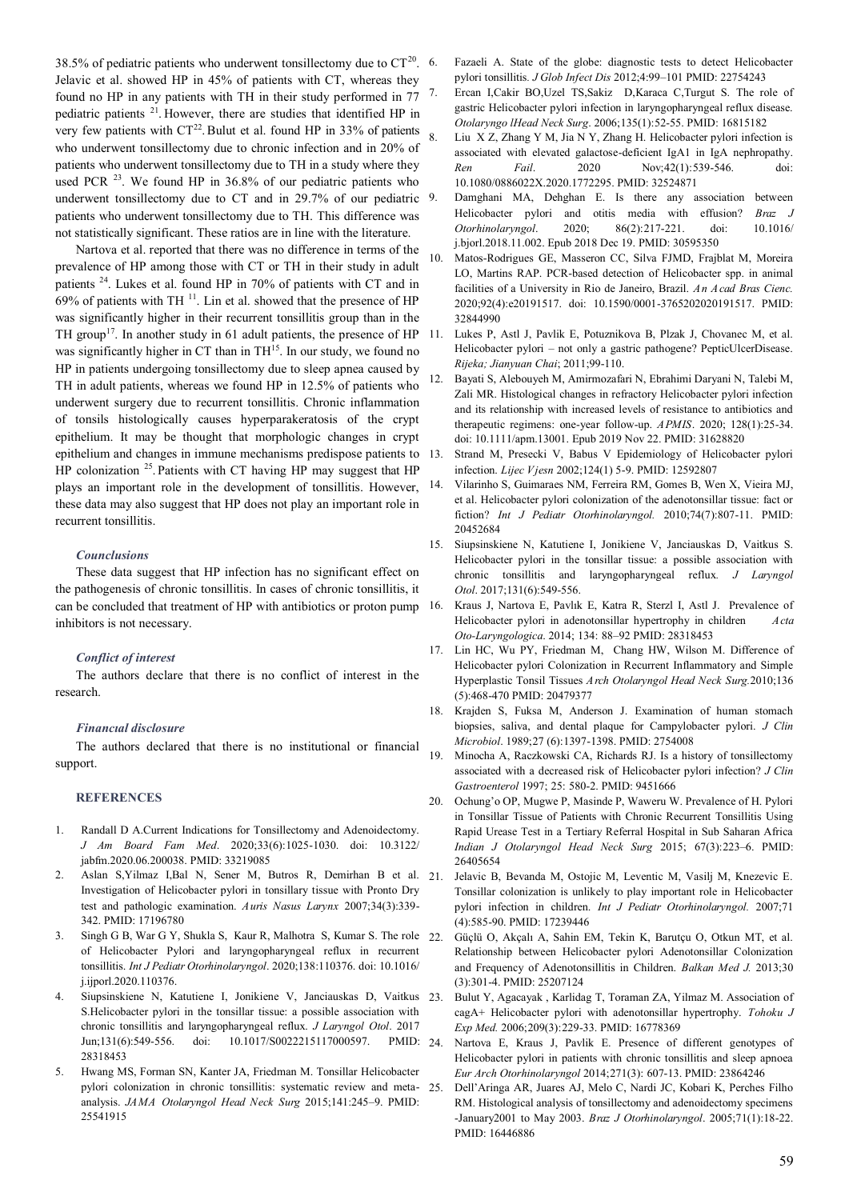38.5% of pediatric patients who underwent tonsillectomy due to CT[20]. Jelavic et al. showed HP in 45% of patients with CT, whereas they found no HP in any patients with TH in their study performed in 77 pediatric patients [21]. However, there are studies that identified HP in very few patients with CT[22]. Bulut et al. found HP in 33% of patients who underwent tonsillectomy due to chronic infection and in 20% of patients who underwent tonsillectomy due to TH in a study where they used PCR [23]. We found HP in 36.8% of our pediatric patients who underwent tonsillectomy due to CT and in 29.7% of our pediatric patients who underwent tonsillectomy due to TH. This difference was not statistically significant. These ratios are in line with the literature.

Nartova et al. reported that there was no difference in terms of the prevalence of HP among those with CT or TH in their study in adult patients [24]. Lukes et al. found HP in 70% of patients with CT and in 69% of patients with TH [11]. Lin et al. showed that the presence of HP was significantly higher in their recurrent tonsillitis group than in the TH group[17]. In another study in 61 adult patients, the presence of HP was significantly higher in CT than in TH[15]. In our study, we found no HP in patients undergoing tonsillectomy due to sleep apnea caused by TH in adult patients, whereas we found HP in 12.5% of patients who underwent surgery due to recurrent tonsillitis. Chronic inflammation of tonsils histologically causes hyperparakeratosis of the crypt epithelium. It may be thought that morphologic changes in crypt epithelium and changes in immune mechanisms predispose patients to HP colonization [25]. Patients with CT having HP may suggest that HP plays an important role in the development of tonsillitis. However, these data may also suggest that HP does not play an important role in recurrent tonsillitis.

### *Counclusions*

These data suggest that HP infection has no significant effect on the pathogenesis of chronic tonsillitis. In cases of chronic tonsillitis, it can be concluded that treatment of HP with antibiotics or proton pump inhibitors is not necessary.

### *Conflict of interest*

The authors declare that there is no conflict of interest in the research.

### *Financıal disclosure*

The authors declared that there is no institutional or financial support.

## REFERENCES

1. Randall D A.Current Indications for Tonsillectomy and Adenoidectomy. *J Am Board Fam Med*. 2020;33(6):1025-1030. doi: 10.3122/ jabfm.2020.06.200038. PMID: 33219085
2. Aslan S,Yilmaz I,Bal N, Sener M, Butros R, Demirhan B et al. Investigation of Helicobacter pylori in tonsillary tissue with Pronto Dry test and pathologic examination. *Auris Nasus Larynx* 2007;34(3):339-342. PMID: 17196780
3. Singh G B, War G Y, Shukla S, Kaur R, Malhotra S, Kumar S. The role of Helicobacter Pylori and laryngopharyngeal reflux in recurrent tonsillitis. *Int J Pediatr Otorhinolaryngol*. 2020;138:110376. doi: 10.1016/ j.ijporl.2020.110376.
4. Siupsinskiene N, Katutiene I, Jonikiene V, Janciauskas D, Vaitkus S.Helicobacter pylori in the tonsillar tissue: a possible association with chronic tonsillitis and laryngopharyngeal reflux. *J Laryngol Otol*. 2017 Jun;131(6):549-556. doi: 10.1017/S0022215117000597. PMID: 28318453
5. Hwang MS, Forman SN, Kanter JA, Friedman M. Tonsillar Helicobacter pylori colonization in chronic tonsillitis: systematic review and meta-analysis. *JAMA Otolaryngol Head Neck Surg* 2015;141:245–9. PMID: 25541915
6. Fazaeli A. State of the globe: diagnostic tests to detect Helicobacter pylori tonsillitis. *J Glob Infect Dis* 2012;4:99–101 PMID: 22754243
7. Ercan I,Cakir BO,Uzel TS,Sakiz D,Karaca C,Turgut S. The role of gastric Helicobacter pylori infection in laryngopharyngeal reflux disease. *Otolaryngo lHead Neck Surg*. 2006;135(1):52-55. PMID: 16815182
8. Liu X Z, Zhang Y M, Jia N Y, Zhang H. Helicobacter pylori infection is associated with elevated galactose-deficient IgA1 in IgA nephropathy. *Ren Fail.* 2020 Nov;42(1):539-546. doi: 10.1080/0886022X.2020.1772295. PMID: 32524871
9. Damghani MA, Dehghan E. Is there any association between Helicobacter pylori and otitis media with effusion? *Braz J Otorhinolaryngol*. 2020; 86(2):217-221. doi: 10.1016/ j.bjorl.2018.11.002. Epub 2018 Dec 19. PMID: 30595350
10. Matos-Rodrigues GE, Masseron CC, Silva FJMD, Frajblat M, Moreira LO, Martins RAP. PCR-based detection of Helicobacter spp. in animal facilities of a University in Rio de Janeiro, Brazil. *An Acad Bras Cienc.* 2020;92(4):e20191517. doi: 10.1590/0001-3765202020191517. PMID: 32844990
11. Lukes P, Astl J, Pavlik E, Potuznikova B, Plzak J, Chovanec M, et al. Helicobacter pylori – not only a gastric pathogene? PepticUlcerDisease. *Rijeka; Jianyuan Chai*; 2011;99-110.
12. Bayati S, Alebouyeh M, Amirmozafari N, Ebrahimi Daryani N, Talebi M, Zali MR. Histological changes in refractory Helicobacter pylori infection and its relationship with increased levels of resistance to antibiotics and therapeutic regimens: one-year follow-up. *APMIS*. 2020; 128(1):25-34. doi: 10.1111/apm.13001. Epub 2019 Nov 22. PMID: 31628820
13. Strand M, Presecki V, Babus V Epidemiology of Helicobacter pylori infection. *Lijec Vjesn* 2002;124(1) 5-9. PMID: 12592807
14. Vilarinho S, Guimaraes NM, Ferreira RM, Gomes B, Wen X, Vieira MJ, et al. Helicobacter pylori colonization of the adenotonsillar tissue: fact or fiction? *Int J Pediatr Otorhinolaryngol.* 2010;74(7):807-11. PMID: 20452684
15. Siupsinskiene N, Katutiene I, Jonikiene V, Janciauskas D, Vaitkus S. Helicobacter pylori in the tonsillar tissue: a possible association with chronic tonsillitis and laryngopharyngeal reflux. *J Laryngol Otol*. 2017;131(6):549-556.
16. Kraus J, Nartova E, Pavlık E, Katra R, Sterzl I, Astl J. Prevalence of Helicobacter pylori in adenotonsillar hypertrophy in children *Acta Oto-Laryngologica*. 2014; 134: 88–92 PMID: 28318453
17. Lin HC, Wu PY, Friedman M, Chang HW, Wilson M. Difference of Helicobacter pylori Colonization in Recurrent Inflammatory and Simple Hyperplastic Tonsil Tissues *Arch Otolaryngol Head Neck Surg.*2010;136 (5):468-470 PMID: 20479377
18. Krajden S, Fuksa M, Anderson J. Examination of human stomach biopsies, saliva, and dental plaque for Campylobacter pylori. *J Clin Microbiol*. 1989;27 (6):1397-1398. PMID: 2754008
19. Minocha A, Raczkowski CA, Richards RJ. Is a history of tonsillectomy associated with a decreased risk of Helicobacter pylori infection? *J Clin Gastroenterol* 1997; 25: 580-2. PMID: 9451666
20. Ochung'o OP, Mugwe P, Masinde P, Waweru W. Prevalence of H. Pylori in Tonsillar Tissue of Patients with Chronic Recurrent Tonsillitis Using Rapid Urease Test in a Tertiary Referral Hospital in Sub Saharan Africa *Indian J Otolaryngol Head Neck Surg* 2015; 67(3):223–6. PMID: 26405654
21. Jelavic B, Bevanda M, Ostojic M, Leventic M, Vasilj M, Knezevic E. Tonsillar colonization is unlikely to play important role in Helicobacter pylori infection in children. *Int J Pediatr Otorhinolaryngol.* 2007;71 (4):585-90. PMID: 17239446
22. Güçlü O, Akçalı A, Sahin EM, Tekin K, Barutçu O, Otkun MT, et al. Relationship between Helicobacter pylori Adenotonsillar Colonization and Frequency of Adenotonsillitis in Children. *Balkan Med J.* 2013;30 (3):301-4. PMID: 25207124
23. Bulut Y, Agacayak , Karlidag T, Toraman ZA, Yilmaz M. Association of cagA+ Helicobacter pylori with adenotonsillar hypertrophy. *Tohoku J Exp Med.* 2006;209(3):229-33. PMID: 16778369
24. Nartova E, Kraus J, Pavlik E. Presence of different genotypes of Helicobacter pylori in patients with chronic tonsillitis and sleep apnoea *Eur Arch Otorhinolaryngol* 2014;271(3): 607-13. PMID: 23864246
25. Dell'Aringa AR, Juares AJ, Melo C, Nardi JC, Kobari K, Perches Filho RM. Histological analysis of tonsillectomy and adenoidectomy specimens -January2001 to May 2003. *Braz J Otorhinolaryngol*. 2005;71(1):18-22. PMID: 16446886